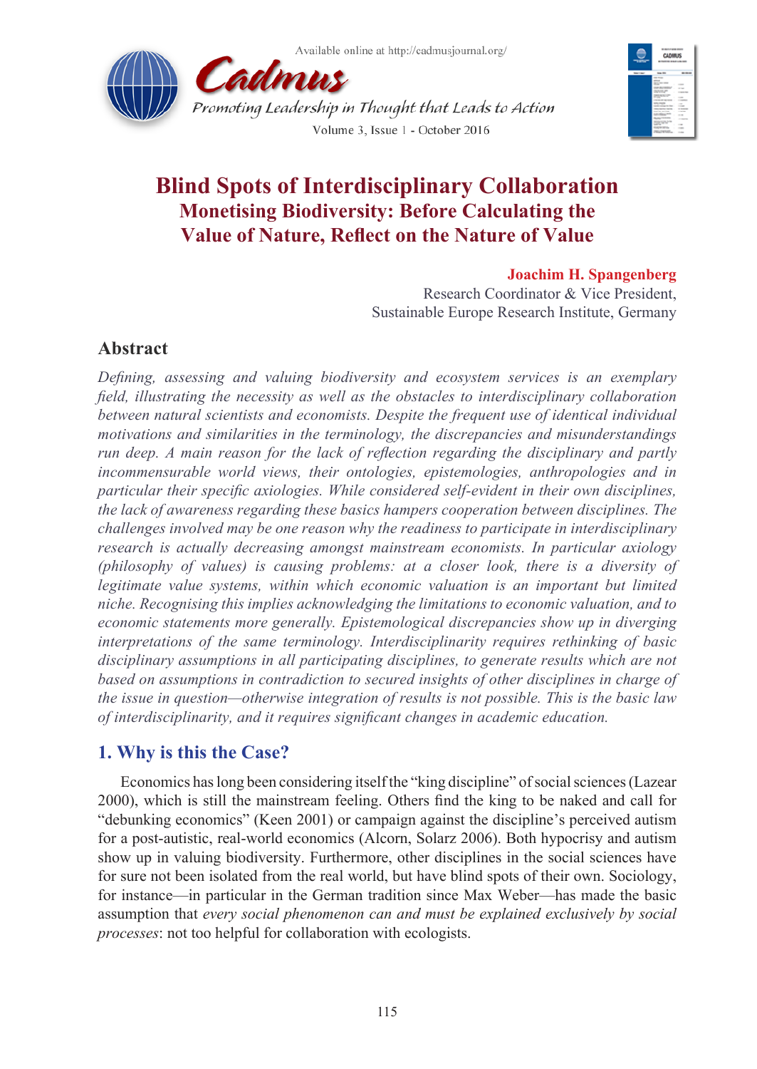# Blind Spots of Interdisciplinary Collaboration

## Monetising Biodiversity: Before Calculating the Value of Nature, Reflect on the Nature of Value

**Joachim H. Spangenberg**
Research Coordinator & Vice President,
Sustainable Europe Research Institute, Germany

## Abstract

*Defining, assessing and valuing biodiversity and ecosystem services is an exemplary field, illustrating the necessity as well as the obstacles to interdisciplinary collaboration between natural scientists and economists. Despite the frequent use of identical individual motivations and similarities in the terminology, the discrepancies and misunderstandings run deep. A main reason for the lack of reflection regarding the disciplinary and partly incommensurable world views, their ontologies, epistemologies, anthropologies and in particular their specific axiologies. While considered self-evident in their own disciplines, the lack of awareness regarding these basics hampers cooperation between disciplines. The challenges involved may be one reason why the readiness to participate in interdisciplinary research is actually decreasing amongst mainstream economists. In particular axiology (philosophy of values) is causing problems: at a closer look, there is a diversity of legitimate value systems, within which economic valuation is an important but limited niche. Recognising this implies acknowledging the limitations to economic valuation, and to economic statements more generally. Epistemological discrepancies show up in diverging interpretations of the same terminology. Interdisciplinarity requires rethinking of basic disciplinary assumptions in all participating disciplines, to generate results which are not based on assumptions in contradiction to secured insights of other disciplines in charge of the issue in question—otherwise integration of results is not possible. This is the basic law of interdisciplinarity, and it requires significant changes in academic education.*

## 1. Why is this the Case?

Economics has long been considering itself the "king discipline" of social sciences (Lazear 2000), which is still the mainstream feeling. Others find the king to be naked and call for "debunking economics" (Keen 2001) or campaign against the discipline's perceived autism for a post-autistic, real-world economics (Alcorn, Solarz 2006). Both hypocrisy and autism show up in valuing biodiversity. Furthermore, other disciplines in the social sciences have for sure not been isolated from the real world, but have blind spots of their own. Sociology, for instance—in particular in the German tradition since Max Weber—has made the basic assumption that *every social phenomenon can and must be explained exclusively by social processes*: not too helpful for collaboration with ecologists.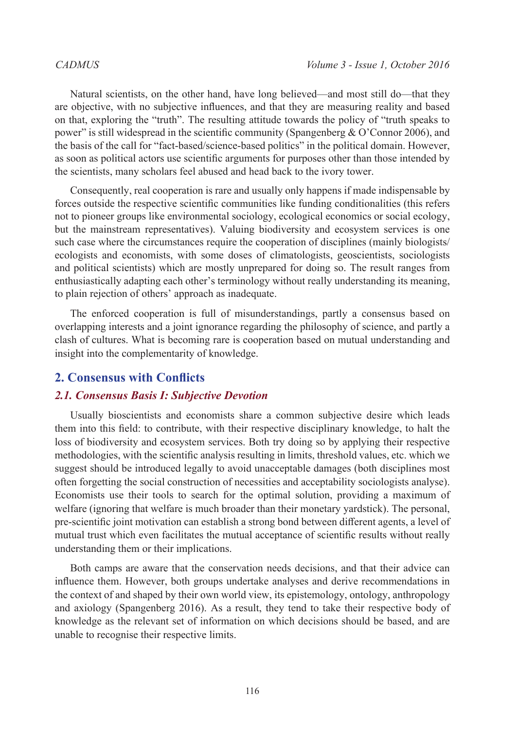Natural scientists, on the other hand, have long believed—and most still do—that they are objective, with no subjective influences, and that they are measuring reality and based on that, exploring the "truth". The resulting attitude towards the policy of "truth speaks to power" is still widespread in the scientific community (Spangenberg & O'Connor 2006), and the basis of the call for "fact-based/science-based politics" in the political domain. However, as soon as political actors use scientific arguments for purposes other than those intended by the scientists, many scholars feel abused and head back to the ivory tower.

Consequently, real cooperation is rare and usually only happens if made indispensable by forces outside the respective scientific communities like funding conditionalities (this refers not to pioneer groups like environmental sociology, ecological economics or social ecology, but the mainstream representatives). Valuing biodiversity and ecosystem services is one such case where the circumstances require the cooperation of disciplines (mainly biologists/ecologists and economists, with some doses of climatologists, geoscientists, sociologists and political scientists) which are mostly unprepared for doing so. The result ranges from enthusiastically adapting each other's terminology without really understanding its meaning, to plain rejection of others' approach as inadequate.

The enforced cooperation is full of misunderstandings, partly a consensus based on overlapping interests and a joint ignorance regarding the philosophy of science, and partly a clash of cultures. What is becoming rare is cooperation based on mutual understanding and insight into the complementarity of knowledge.

## 2. Consensus with Conflicts

### *2.1. Consensus Basis I: Subjective Devotion*

Usually bioscientists and economists share a common subjective desire which leads them into this field: to contribute, with their respective disciplinary knowledge, to halt the loss of biodiversity and ecosystem services. Both try doing so by applying their respective methodologies, with the scientific analysis resulting in limits, threshold values, etc. which we suggest should be introduced legally to avoid unacceptable damages (both disciplines most often forgetting the social construction of necessities and acceptability sociologists analyse). Economists use their tools to search for the optimal solution, providing a maximum of welfare (ignoring that welfare is much broader than their monetary yardstick). The personal, pre-scientific joint motivation can establish a strong bond between different agents, a level of mutual trust which even facilitates the mutual acceptance of scientific results without really understanding them or their implications.

Both camps are aware that the conservation needs decisions, and that their advice can influence them. However, both groups undertake analyses and derive recommendations in the context of and shaped by their own world view, its epistemology, ontology, anthropology and axiology (Spangenberg 2016). As a result, they tend to take their respective body of knowledge as the relevant set of information on which decisions should be based, and are unable to recognise their respective limits.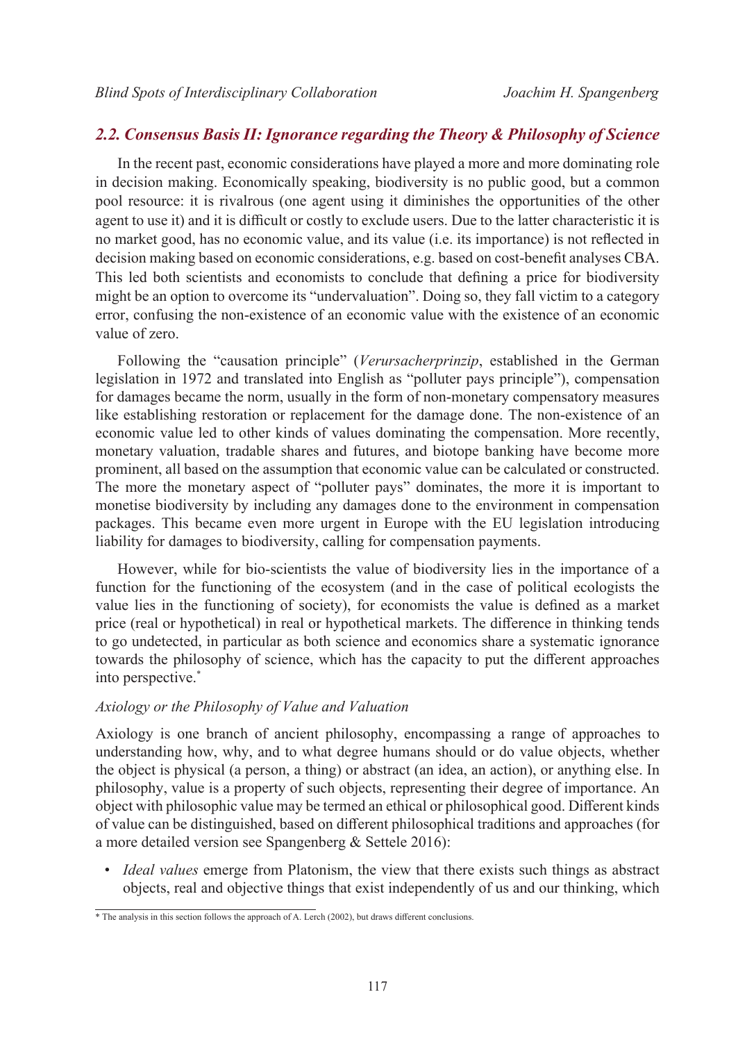## *2.2. Consensus Basis II: Ignorance regarding the Theory & Philosophy of Science*

In the recent past, economic considerations have played a more and more dominating role in decision making. Economically speaking, biodiversity is no public good, but a common pool resource: it is rivalrous (one agent using it diminishes the opportunities of the other agent to use it) and it is difficult or costly to exclude users. Due to the latter characteristic it is no market good, has no economic value, and its value (i.e. its importance) is not reflected in decision making based on economic considerations, e.g. based on cost-benefit analyses CBA. This led both scientists and economists to conclude that defining a price for biodiversity might be an option to overcome its "undervaluation". Doing so, they fall victim to a category error, confusing the non-existence of an economic value with the existence of an economic value of zero.

Following the "causation principle" (*Verursacherprinzip*, established in the German legislation in 1972 and translated into English as "polluter pays principle"), compensation for damages became the norm, usually in the form of non-monetary compensatory measures like establishing restoration or replacement for the damage done. The non-existence of an economic value led to other kinds of values dominating the compensation. More recently, monetary valuation, tradable shares and futures, and biotope banking have become more prominent, all based on the assumption that economic value can be calculated or constructed. The more the monetary aspect of "polluter pays" dominates, the more it is important to monetise biodiversity by including any damages done to the environment in compensation packages. This became even more urgent in Europe with the EU legislation introducing liability for damages to biodiversity, calling for compensation payments.

However, while for bio-scientists the value of biodiversity lies in the importance of a function for the functioning of the ecosystem (and in the case of political ecologists the value lies in the functioning of society), for economists the value is defined as a market price (real or hypothetical) in real or hypothetical markets. The difference in thinking tends to go undetected, in particular as both science and economics share a systematic ignorance towards the philosophy of science, which has the capacity to put the different approaches into perspective.*

### *Axiology or the Philosophy of Value and Valuation*

Axiology is one branch of ancient philosophy, encompassing a range of approaches to understanding how, why, and to what degree humans should or do value objects, whether the object is physical (a person, a thing) or abstract (an idea, an action), or anything else. In philosophy, value is a property of such objects, representing their degree of importance. An object with philosophic value may be termed an ethical or philosophical good. Different kinds of value can be distinguished, based on different philosophical traditions and approaches (for a more detailed version see Spangenberg & Settele 2016):

- *Ideal values* emerge from Platonism, the view that there exists such things as abstract objects, real and objective things that exist independently of us and our thinking, which

---

* The analysis in this section follows the approach of A. Lerch (2002), but draws different conclusions.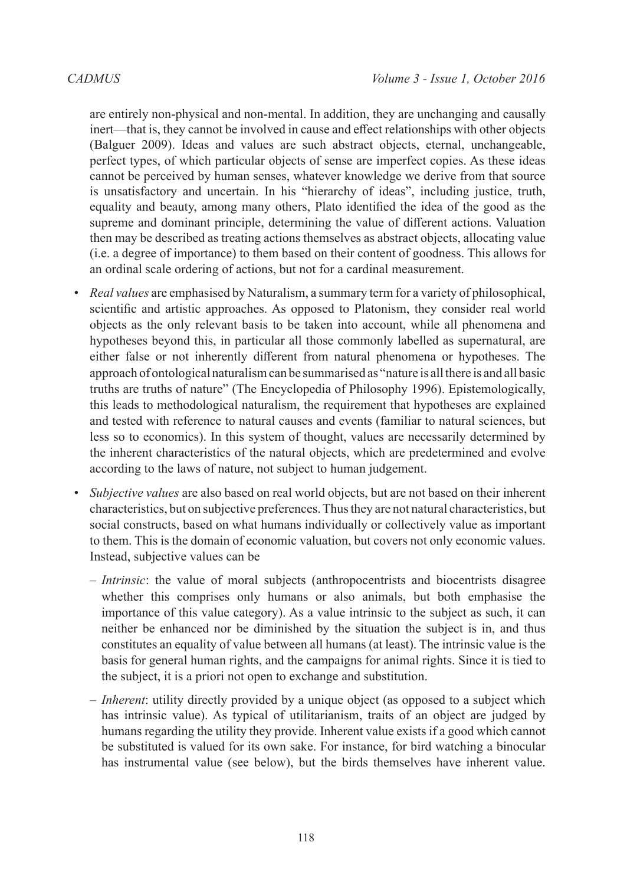are entirely non-physical and non-mental. In addition, they are unchanging and causally inert—that is, they cannot be involved in cause and effect relationships with other objects (Balguer 2009). Ideas and values are such abstract objects, eternal, unchangeable, perfect types, of which particular objects of sense are imperfect copies. As these ideas cannot be perceived by human senses, whatever knowledge we derive from that source is unsatisfactory and uncertain. In his "hierarchy of ideas", including justice, truth, equality and beauty, among many others, Plato identified the idea of the good as the supreme and dominant principle, determining the value of different actions. Valuation then may be described as treating actions themselves as abstract objects, allocating value (i.e. a degree of importance) to them based on their content of goodness. This allows for an ordinal scale ordering of actions, but not for a cardinal measurement.

- *Real values* are emphasised by Naturalism, a summary term for a variety of philosophical, scientific and artistic approaches. As opposed to Platonism, they consider real world objects as the only relevant basis to be taken into account, while all phenomena and hypotheses beyond this, in particular all those commonly labelled as supernatural, are either false or not inherently different from natural phenomena or hypotheses. The approach of ontological naturalism can be summarised as "nature is all there is and all basic truths are truths of nature" (The Encyclopedia of Philosophy 1996). Epistemologically, this leads to methodological naturalism, the requirement that hypotheses are explained and tested with reference to natural causes and events (familiar to natural sciences, but less so to economics). In this system of thought, values are necessarily determined by the inherent characteristics of the natural objects, which are predetermined and evolve according to the laws of nature, not subject to human judgement.
- *Subjective values* are also based on real world objects, but are not based on their inherent characteristics, but on subjective preferences. Thus they are not natural characteristics, but social constructs, based on what humans individually or collectively value as important to them. This is the domain of economic valuation, but covers not only economic values. Instead, subjective values can be
  - *Intrinsic*: the value of moral subjects (anthropocentrists and biocentrists disagree whether this comprises only humans or also animals, but both emphasise the importance of this value category). As a value intrinsic to the subject as such, it can neither be enhanced nor be diminished by the situation the subject is in, and thus constitutes an equality of value between all humans (at least). The intrinsic value is the basis for general human rights, and the campaigns for animal rights. Since it is tied to the subject, it is a priori not open to exchange and substitution.
  - *Inherent*: utility directly provided by a unique object (as opposed to a subject which has intrinsic value). As typical of utilitarianism, traits of an object are judged by humans regarding the utility they provide. Inherent value exists if a good which cannot be substituted is valued for its own sake. For instance, for bird watching a binocular has instrumental value (see below), but the birds themselves have inherent value.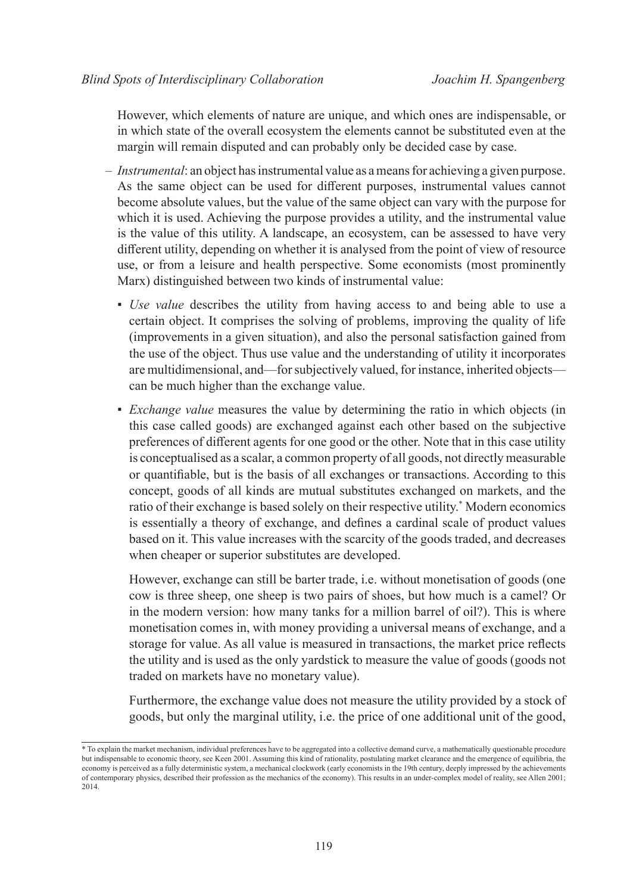However, which elements of nature are unique, and which ones are indispensable, or in which state of the overall ecosystem the elements cannot be substituted even at the margin will remain disputed and can probably only be decided case by case.

- *Instrumental*: an object has instrumental value as a means for achieving a given purpose. As the same object can be used for different purposes, instrumental values cannot become absolute values, but the value of the same object can vary with the purpose for which it is used. Achieving the purpose provides a utility, and the instrumental value is the value of this utility. A landscape, an ecosystem, can be assessed to have very different utility, depending on whether it is analysed from the point of view of resource use, or from a leisure and health perspective. Some economists (most prominently Marx) distinguished between two kinds of instrumental value:

  - *Use value* describes the utility from having access to and being able to use a certain object. It comprises the solving of problems, improving the quality of life (improvements in a given situation), and also the personal satisfaction gained from the use of the object. Thus use value and the understanding of utility it incorporates are multidimensional, and—for subjectively valued, for instance, inherited objects—can be much higher than the exchange value.

  - *Exchange value* measures the value by determining the ratio in which objects (in this case called goods) are exchanged against each other based on the subjective preferences of different agents for one good or the other. Note that in this case utility is conceptualised as a scalar, a common property of all goods, not directly measurable or quantifiable, but is the basis of all exchanges or transactions. According to this concept, goods of all kinds are mutual substitutes exchanged on markets, and the ratio of their exchange is based solely on their respective utility.* Modern economics is essentially a theory of exchange, and defines a cardinal scale of product values based on it. This value increases with the scarcity of the goods traded, and decreases when cheaper or superior substitutes are developed.

    However, exchange can still be barter trade, i.e. without monetisation of goods (one cow is three sheep, one sheep is two pairs of shoes, but how much is a camel? Or in the modern version: how many tanks for a million barrel of oil?). This is where monetisation comes in, with money providing a universal means of exchange, and a storage for value. As all value is measured in transactions, the market price reflects the utility and is used as the only yardstick to measure the value of goods (goods not traded on markets have no monetary value).

    Furthermore, the exchange value does not measure the utility provided by a stock of goods, but only the marginal utility, i.e. the price of one additional unit of the good,

---

* To explain the market mechanism, individual preferences have to be aggregated into a collective demand curve, a mathematically questionable procedure but indispensable to economic theory, see Keen 2001. Assuming this kind of rationality, postulating market clearance and the emergence of equilibria, the economy is perceived as a fully deterministic system, a mechanical clockwork (early economists in the 19th century, deeply impressed by the achievements of contemporary physics, described their profession as the mechanics of the economy). This results in an under-complex model of reality, see Allen 2001; 2014.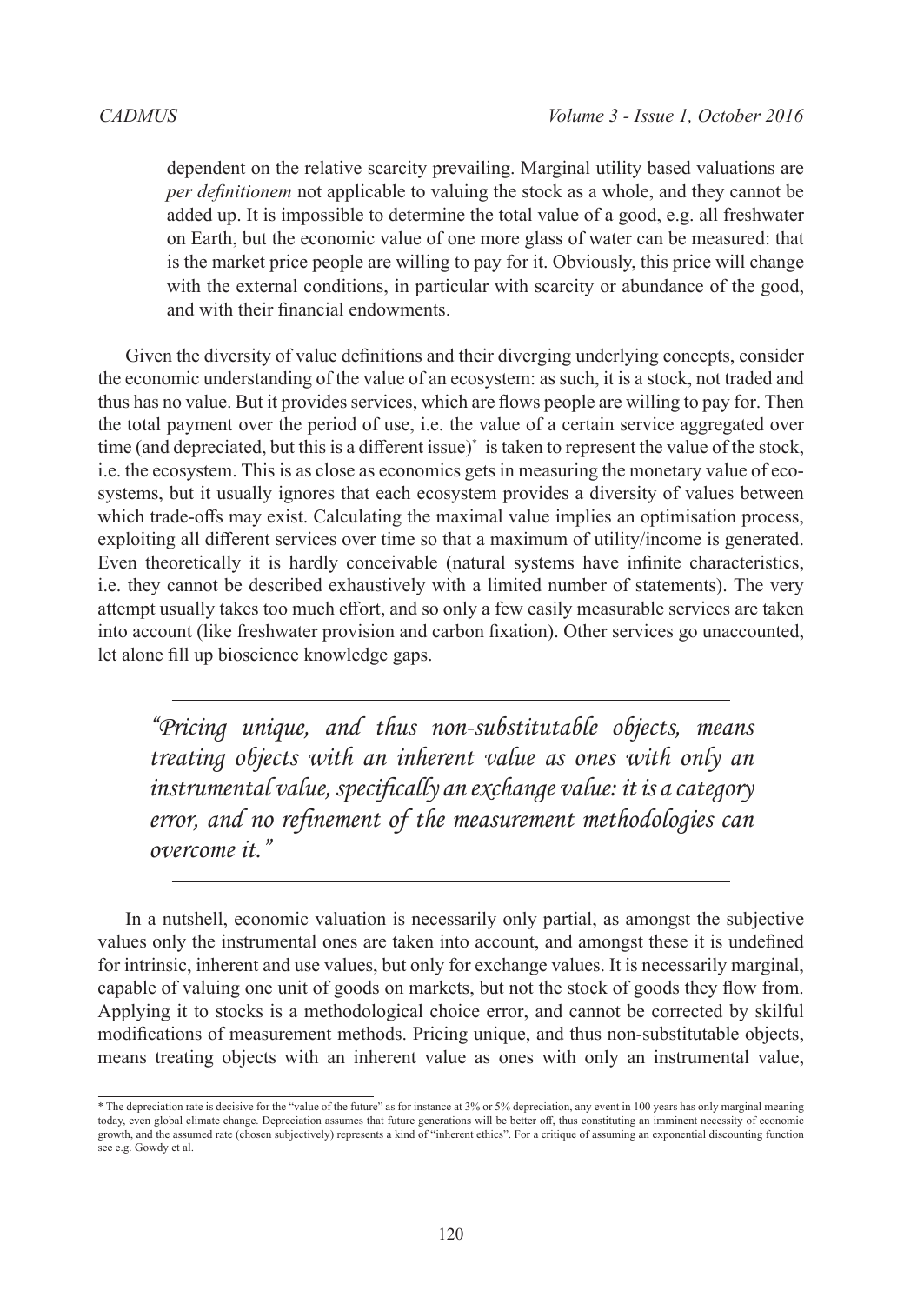> dependent on the relative scarcity prevailing. Marginal utility based valuations are *per definitionem* not applicable to valuing the stock as a whole, and they cannot be added up. It is impossible to determine the total value of a good, e.g. all freshwater on Earth, but the economic value of one more glass of water can be measured: that is the market price people are willing to pay for it. Obviously, this price will change with the external conditions, in particular with scarcity or abundance of the good, and with their financial endowments.

Given the diversity of value definitions and their diverging underlying concepts, consider the economic understanding of the value of an ecosystem: as such, it is a stock, not traded and thus has no value. But it provides services, which are flows people are willing to pay for. Then the total payment over the period of use, i.e. the value of a certain service aggregated over time (and depreciated, but this is a different issue)* is taken to represent the value of the stock, i.e. the ecosystem. This is as close as economics gets in measuring the monetary value of ecosystems, but it usually ignores that each ecosystem provides a diversity of values between which trade-offs may exist. Calculating the maximal value implies an optimisation process, exploiting all different services over time so that a maximum of utility/income is generated. Even theoretically it is hardly conceivable (natural systems have infinite characteristics, i.e. they cannot be described exhaustively with a limited number of statements). The very attempt usually takes too much effort, and so only a few easily measurable services are taken into account (like freshwater provision and carbon fixation). Other services go unaccounted, let alone fill up bioscience knowledge gaps.

> *"Pricing unique, and thus non-substitutable objects, means treating objects with an inherent value as ones with only an instrumental value, specifically an exchange value: it is a category error, and no refinement of the measurement methodologies can overcome it."*

In a nutshell, economic valuation is necessarily only partial, as amongst the subjective values only the instrumental ones are taken into account, and amongst these it is undefined for intrinsic, inherent and use values, but only for exchange values. It is necessarily marginal, capable of valuing one unit of goods on markets, but not the stock of goods they flow from. Applying it to stocks is a methodological choice error, and cannot be corrected by skilful modifications of measurement methods. Pricing unique, and thus non-substitutable objects, means treating objects with an inherent value as ones with only an instrumental value,

---

* The depreciation rate is decisive for the "value of the future" as for instance at 3% or 5% depreciation, any event in 100 years has only marginal meaning today, even global climate change. Depreciation assumes that future generations will be better off, thus constituting an imminent necessity of economic growth, and the assumed rate (chosen subjectively) represents a kind of "inherent ethics". For a critique of assuming an exponential discounting function see e.g. Gowdy et al.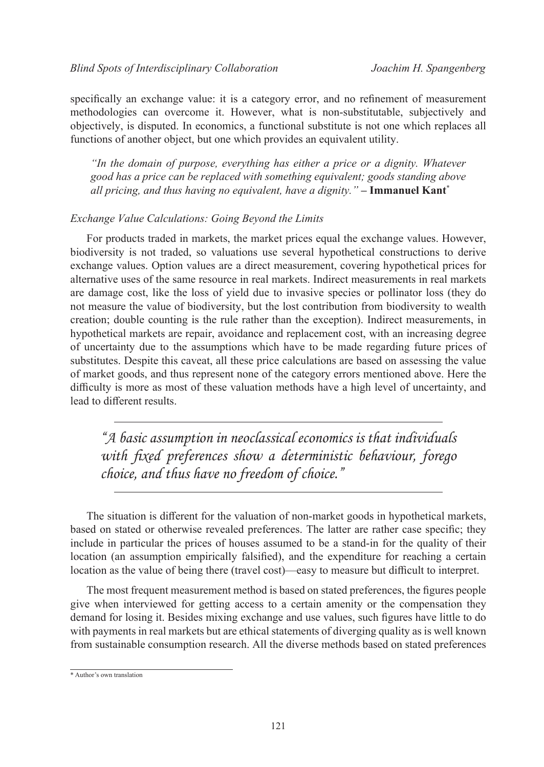specifically an exchange value: it is a category error, and no refinement of measurement methodologies can overcome it. However, what is non-substitutable, subjectively and objectively, is disputed. In economics, a functional substitute is not one which replaces all functions of another object, but one which provides an equivalent utility.

> *"In the domain of purpose, everything has either a price or a dignity. Whatever good has a price can be replaced with something equivalent; goods standing above all pricing, and thus having no equivalent, have a dignity."* – **Immanuel Kant**[*]

*Exchange Value Calculations: Going Beyond the Limits*

For products traded in markets, the market prices equal the exchange values. However, biodiversity is not traded, so valuations use several hypothetical constructions to derive exchange values. Option values are a direct measurement, covering hypothetical prices for alternative uses of the same resource in real markets. Indirect measurements in real markets are damage cost, like the loss of yield due to invasive species or pollinator loss (they do not measure the value of biodiversity, but the lost contribution from biodiversity to wealth creation; double counting is the rule rather than the exception). Indirect measurements, in hypothetical markets are repair, avoidance and replacement cost, with an increasing degree of uncertainty due to the assumptions which have to be made regarding future prices of substitutes. Despite this caveat, all these price calculations are based on assessing the value of market goods, and thus represent none of the category errors mentioned above. Here the difficulty is more as most of these valuation methods have a high level of uncertainty, and lead to different results.

> *"A basic assumption in neoclassical economics is that individuals with fixed preferences show a deterministic behaviour, forego choice, and thus have no freedom of choice."*

The situation is different for the valuation of non-market goods in hypothetical markets, based on stated or otherwise revealed preferences. The latter are rather case specific; they include in particular the prices of houses assumed to be a stand-in for the quality of their location (an assumption empirically falsified), and the expenditure for reaching a certain location as the value of being there (travel cost)—easy to measure but difficult to interpret.

The most frequent measurement method is based on stated preferences, the figures people give when interviewed for getting access to a certain amenity or the compensation they demand for losing it. Besides mixing exchange and use values, such figures have little to do with payments in real markets but are ethical statements of diverging quality as is well known from sustainable consumption research. All the diverse methods based on stated preferences

[*] Author's own translation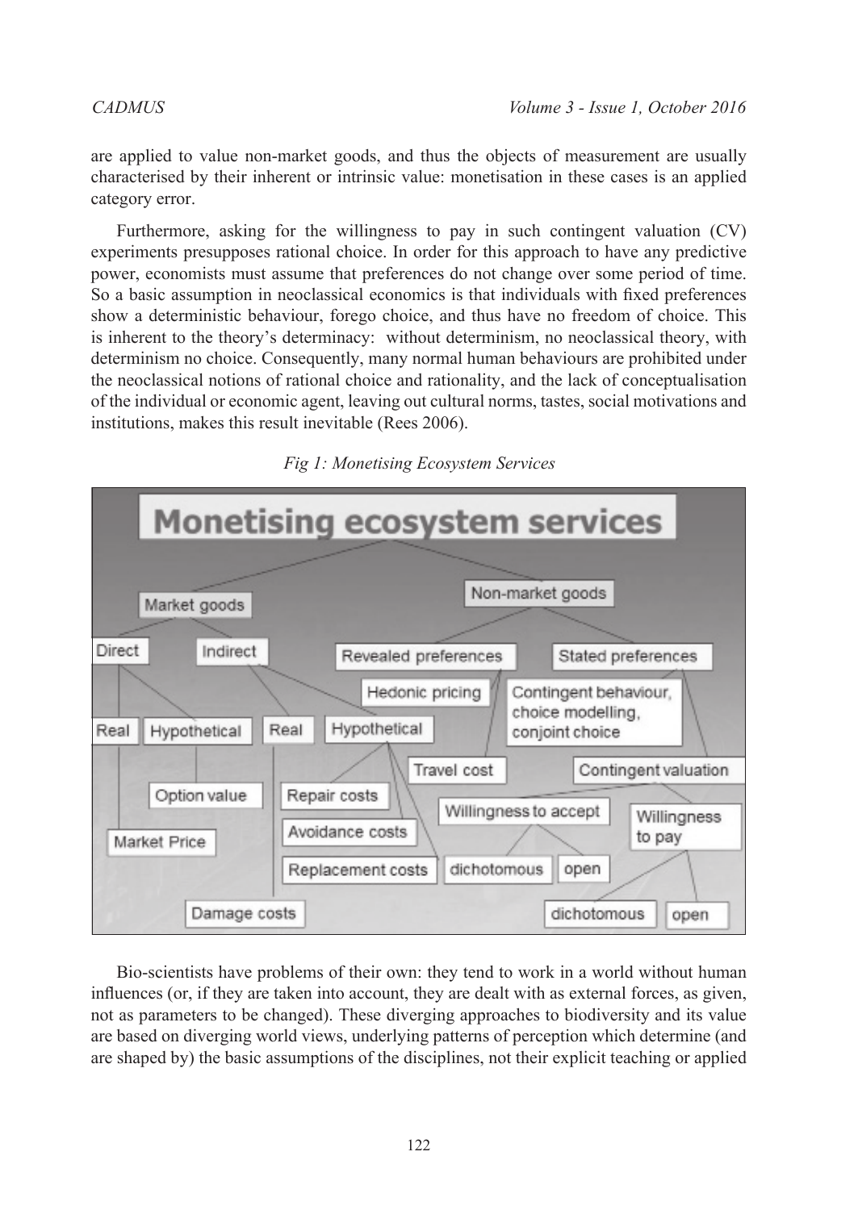are applied to value non-market goods, and thus the objects of measurement are usually characterised by their inherent or intrinsic value: monetisation in these cases is an applied category error.

Furthermore, asking for the willingness to pay in such contingent valuation (CV) experiments presupposes rational choice. In order for this approach to have any predictive power, economists must assume that preferences do not change over some period of time. So a basic assumption in neoclassical economics is that individuals with fixed preferences show a deterministic behaviour, forego choice, and thus have no freedom of choice. This is inherent to the theory's determinacy: without determinism, no neoclassical theory, with determinism no choice. Consequently, many normal human behaviours are prohibited under the neoclassical notions of rational choice and rationality, and the lack of conceptualisation of the individual or economic agent, leaving out cultural norms, tastes, social motivations and institutions, makes this result inevitable (Rees 2006).

*Fig 1: Monetising Ecosystem Services*

Monetising ecosystem services

Market goods

Non-market goods

Direct

Indirect

Revealed preferences

Stated preferences

Hedonic pricing

Contingent behaviour, choice modelling, conjoint choice

Real

Hypothetical

Real

Hypothetical

Travel cost

Contingent valuation

Option value

Repair costs

Willingness to accept

Willingness to pay

Avoidance costs

Market Price

Replacement costs

dichotomous

open

Damage costs

dichotomous

open

Bio-scientists have problems of their own: they tend to work in a world without human influences (or, if they are taken into account, they are dealt with as external forces, as given, not as parameters to be changed). These diverging approaches to biodiversity and its value are based on diverging world views, underlying patterns of perception which determine (and are shaped by) the basic assumptions of the disciplines, not their explicit teaching or applied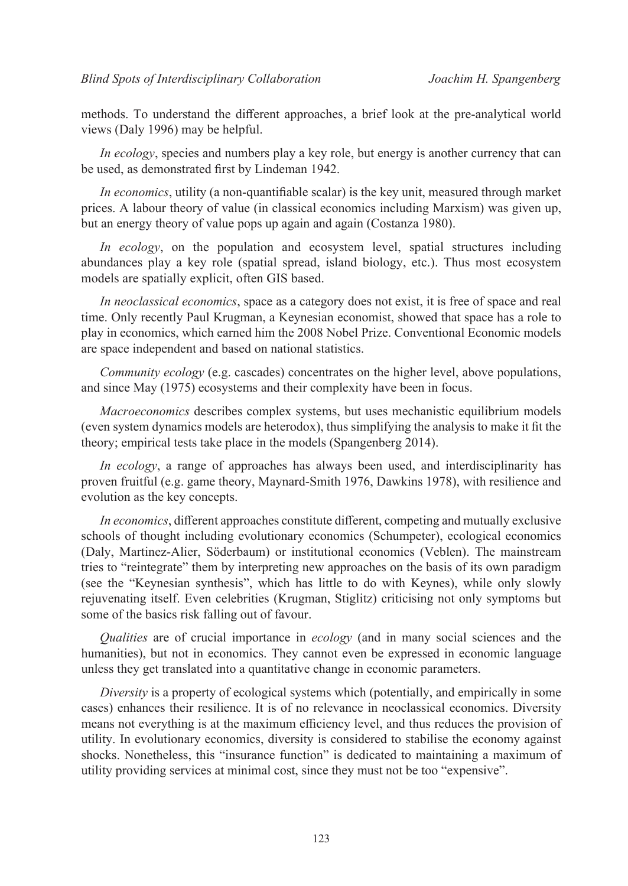methods. To understand the different approaches, a brief look at the pre-analytical world views (Daly 1996) may be helpful.

*In ecology*, species and numbers play a key role, but energy is another currency that can be used, as demonstrated first by Lindeman 1942.

*In economics*, utility (a non-quantifiable scalar) is the key unit, measured through market prices. A labour theory of value (in classical economics including Marxism) was given up, but an energy theory of value pops up again and again (Costanza 1980).

*In ecology*, on the population and ecosystem level, spatial structures including abundances play a key role (spatial spread, island biology, etc.). Thus most ecosystem models are spatially explicit, often GIS based.

*In neoclassical economics*, space as a category does not exist, it is free of space and real time. Only recently Paul Krugman, a Keynesian economist, showed that space has a role to play in economics, which earned him the 2008 Nobel Prize. Conventional Economic models are space independent and based on national statistics.

*Community ecology* (e.g. cascades) concentrates on the higher level, above populations, and since May (1975) ecosystems and their complexity have been in focus.

*Macroeconomics* describes complex systems, but uses mechanistic equilibrium models (even system dynamics models are heterodox), thus simplifying the analysis to make it fit the theory; empirical tests take place in the models (Spangenberg 2014).

*In ecology*, a range of approaches has always been used, and interdisciplinarity has proven fruitful (e.g. game theory, Maynard-Smith 1976, Dawkins 1978), with resilience and evolution as the key concepts.

*In economics*, different approaches constitute different, competing and mutually exclusive schools of thought including evolutionary economics (Schumpeter), ecological economics (Daly, Martinez-Alier, Söderbaum) or institutional economics (Veblen). The mainstream tries to "reintegrate" them by interpreting new approaches on the basis of its own paradigm (see the "Keynesian synthesis", which has little to do with Keynes), while only slowly rejuvenating itself. Even celebrities (Krugman, Stiglitz) criticising not only symptoms but some of the basics risk falling out of favour.

*Qualities* are of crucial importance in *ecology* (and in many social sciences and the humanities), but not in economics. They cannot even be expressed in economic language unless they get translated into a quantitative change in economic parameters.

*Diversity* is a property of ecological systems which (potentially, and empirically in some cases) enhances their resilience. It is of no relevance in neoclassical economics. Diversity means not everything is at the maximum efficiency level, and thus reduces the provision of utility. In evolutionary economics, diversity is considered to stabilise the economy against shocks. Nonetheless, this "insurance function" is dedicated to maintaining a maximum of utility providing services at minimal cost, since they must not be too "expensive".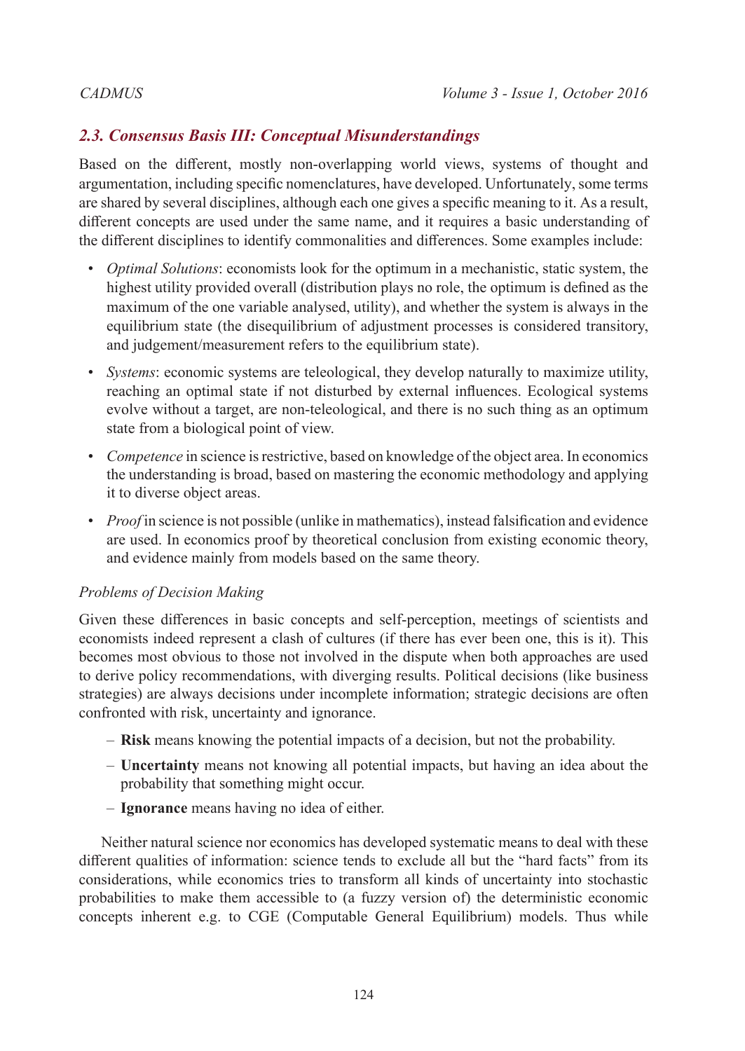### *2.3. Consensus Basis III: Conceptual Misunderstandings*

Based on the different, mostly non-overlapping world views, systems of thought and argumentation, including specific nomenclatures, have developed. Unfortunately, some terms are shared by several disciplines, although each one gives a specific meaning to it. As a result, different concepts are used under the same name, and it requires a basic understanding of the different disciplines to identify commonalities and differences. Some examples include:

- *Optimal Solutions*: economists look for the optimum in a mechanistic, static system, the highest utility provided overall (distribution plays no role, the optimum is defined as the maximum of the one variable analysed, utility), and whether the system is always in the equilibrium state (the disequilibrium of adjustment processes is considered transitory, and judgement/measurement refers to the equilibrium state).
- *Systems*: economic systems are teleological, they develop naturally to maximize utility, reaching an optimal state if not disturbed by external influences. Ecological systems evolve without a target, are non-teleological, and there is no such thing as an optimum state from a biological point of view.
- *Competence* in science is restrictive, based on knowledge of the object area. In economics the understanding is broad, based on mastering the economic methodology and applying it to diverse object areas.
- *Proof* in science is not possible (unlike in mathematics), instead falsification and evidence are used. In economics proof by theoretical conclusion from existing economic theory, and evidence mainly from models based on the same theory.

*Problems of Decision Making*

Given these differences in basic concepts and self-perception, meetings of scientists and economists indeed represent a clash of cultures (if there has ever been one, this is it). This becomes most obvious to those not involved in the dispute when both approaches are used to derive policy recommendations, with diverging results. Political decisions (like business strategies) are always decisions under incomplete information; strategic decisions are often confronted with risk, uncertainty and ignorance.

- **Risk** means knowing the potential impacts of a decision, but not the probability.
- **Uncertainty** means not knowing all potential impacts, but having an idea about the probability that something might occur.
- **Ignorance** means having no idea of either.

Neither natural science nor economics has developed systematic means to deal with these different qualities of information: science tends to exclude all but the "hard facts" from its considerations, while economics tries to transform all kinds of uncertainty into stochastic probabilities to make them accessible to (a fuzzy version of) the deterministic economic concepts inherent e.g. to CGE (Computable General Equilibrium) models. Thus while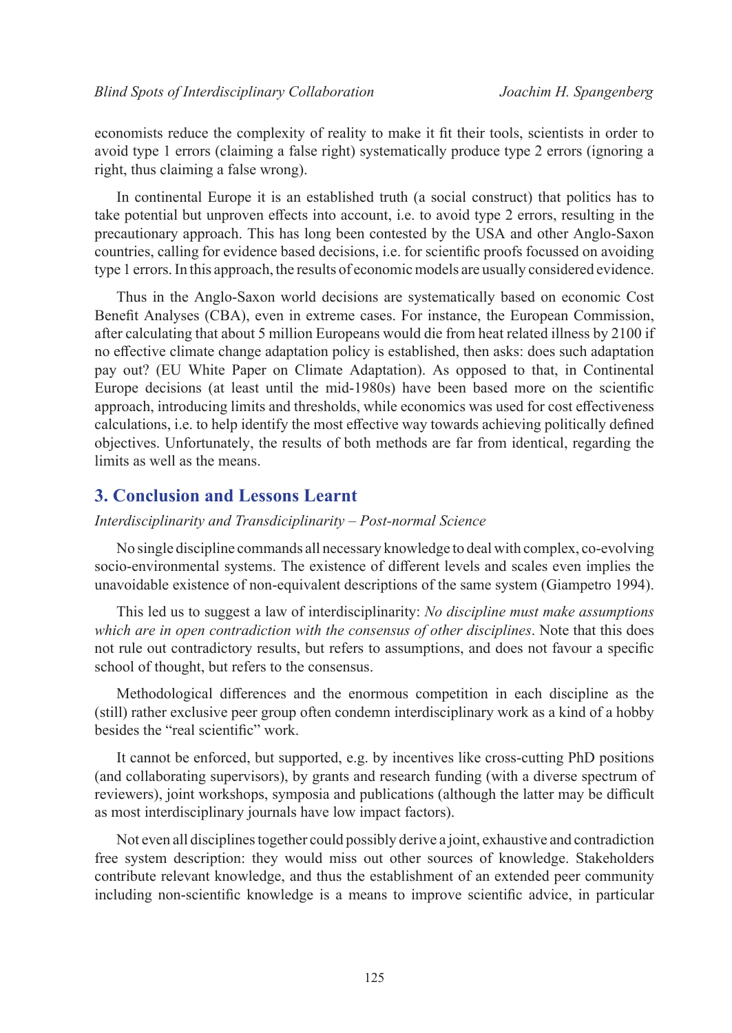economists reduce the complexity of reality to make it fit their tools, scientists in order to avoid type 1 errors (claiming a false right) systematically produce type 2 errors (ignoring a right, thus claiming a false wrong).

In continental Europe it is an established truth (a social construct) that politics has to take potential but unproven effects into account, i.e. to avoid type 2 errors, resulting in the precautionary approach. This has long been contested by the USA and other Anglo-Saxon countries, calling for evidence based decisions, i.e. for scientific proofs focussed on avoiding type 1 errors. In this approach, the results of economic models are usually considered evidence.

Thus in the Anglo-Saxon world decisions are systematically based on economic Cost Benefit Analyses (CBA), even in extreme cases. For instance, the European Commission, after calculating that about 5 million Europeans would die from heat related illness by 2100 if no effective climate change adaptation policy is established, then asks: does such adaptation pay out? (EU White Paper on Climate Adaptation). As opposed to that, in Continental Europe decisions (at least until the mid-1980s) have been based more on the scientific approach, introducing limits and thresholds, while economics was used for cost effectiveness calculations, i.e. to help identify the most effective way towards achieving politically defined objectives. Unfortunately, the results of both methods are far from identical, regarding the limits as well as the means.

## 3. Conclusion and Lessons Learnt

*Interdisciplinarity and Transdisciplinarity – Post-normal Science*

No single discipline commands all necessary knowledge to deal with complex, co-evolving socio-environmental systems. The existence of different levels and scales even implies the unavoidable existence of non-equivalent descriptions of the same system (Giampetro 1994).

This led us to suggest a law of interdisciplinarity: *No discipline must make assumptions which are in open contradiction with the consensus of other disciplines*. Note that this does not rule out contradictory results, but refers to assumptions, and does not favour a specific school of thought, but refers to the consensus.

Methodological differences and the enormous competition in each discipline as the (still) rather exclusive peer group often condemn interdisciplinary work as a kind of a hobby besides the "real scientific" work.

It cannot be enforced, but supported, e.g. by incentives like cross-cutting PhD positions (and collaborating supervisors), by grants and research funding (with a diverse spectrum of reviewers), joint workshops, symposia and publications (although the latter may be difficult as most interdisciplinary journals have low impact factors).

Not even all disciplines together could possibly derive a joint, exhaustive and contradiction free system description: they would miss out other sources of knowledge. Stakeholders contribute relevant knowledge, and thus the establishment of an extended peer community including non-scientific knowledge is a means to improve scientific advice, in particular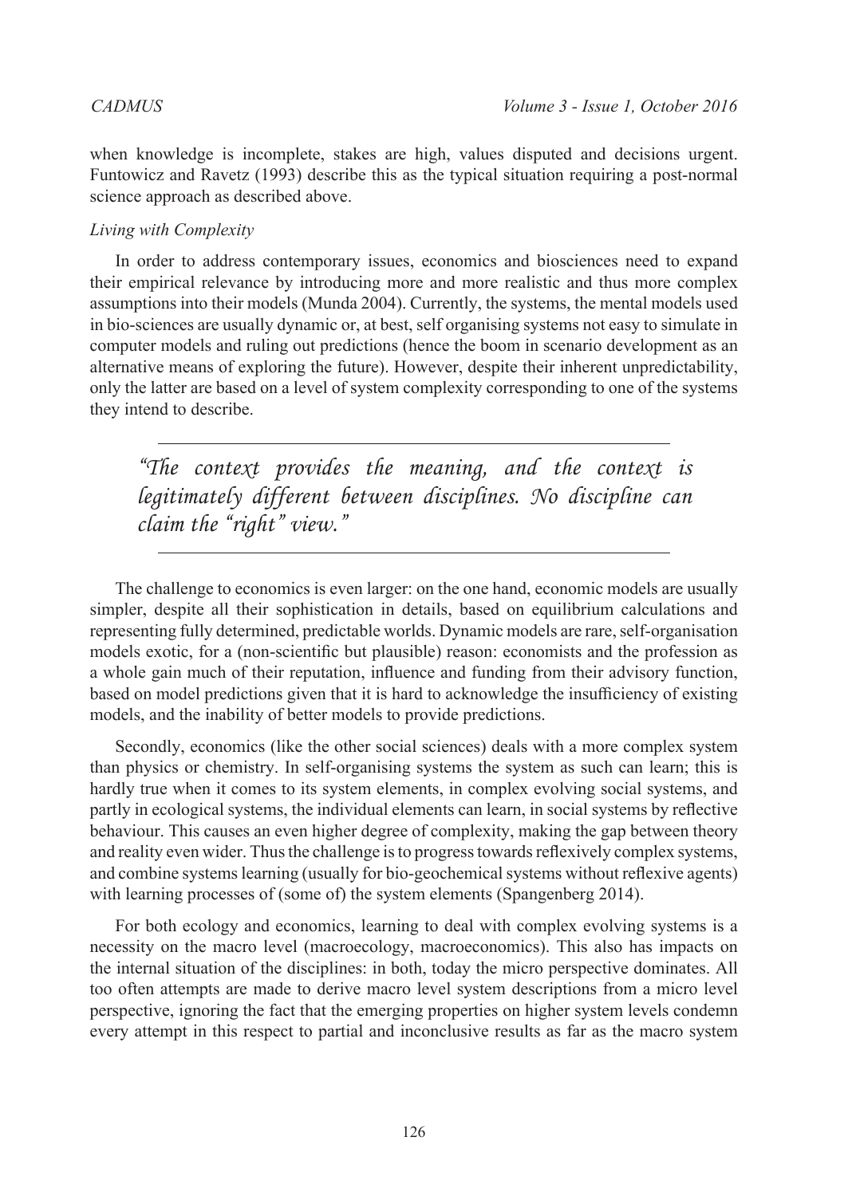when knowledge is incomplete, stakes are high, values disputed and decisions urgent. Funtowicz and Ravetz (1993) describe this as the typical situation requiring a post-normal science approach as described above.

*Living with Complexity*

In order to address contemporary issues, economics and biosciences need to expand their empirical relevance by introducing more and more realistic and thus more complex assumptions into their models (Munda 2004). Currently, the systems, the mental models used in bio-sciences are usually dynamic or, at best, self organising systems not easy to simulate in computer models and ruling out predictions (hence the boom in scenario development as an alternative means of exploring the future). However, despite their inherent unpredictability, only the latter are based on a level of system complexity corresponding to one of the systems they intend to describe.

> *"The context provides the meaning, and the context is legitimately different between disciplines. No discipline can claim the "right" view."*

The challenge to economics is even larger: on the one hand, economic models are usually simpler, despite all their sophistication in details, based on equilibrium calculations and representing fully determined, predictable worlds. Dynamic models are rare, self-organisation models exotic, for a (non-scientific but plausible) reason: economists and the profession as a whole gain much of their reputation, influence and funding from their advisory function, based on model predictions given that it is hard to acknowledge the insufficiency of existing models, and the inability of better models to provide predictions.

Secondly, economics (like the other social sciences) deals with a more complex system than physics or chemistry. In self-organising systems the system as such can learn; this is hardly true when it comes to its system elements, in complex evolving social systems, and partly in ecological systems, the individual elements can learn, in social systems by reflective behaviour. This causes an even higher degree of complexity, making the gap between theory and reality even wider. Thus the challenge is to progress towards reflexively complex systems, and combine systems learning (usually for bio-geochemical systems without reflexive agents) with learning processes of (some of) the system elements (Spangenberg 2014).

For both ecology and economics, learning to deal with complex evolving systems is a necessity on the macro level (macroecology, macroeconomics). This also has impacts on the internal situation of the disciplines: in both, today the micro perspective dominates. All too often attempts are made to derive macro level system descriptions from a micro level perspective, ignoring the fact that the emerging properties on higher system levels condemn every attempt in this respect to partial and inconclusive results as far as the macro system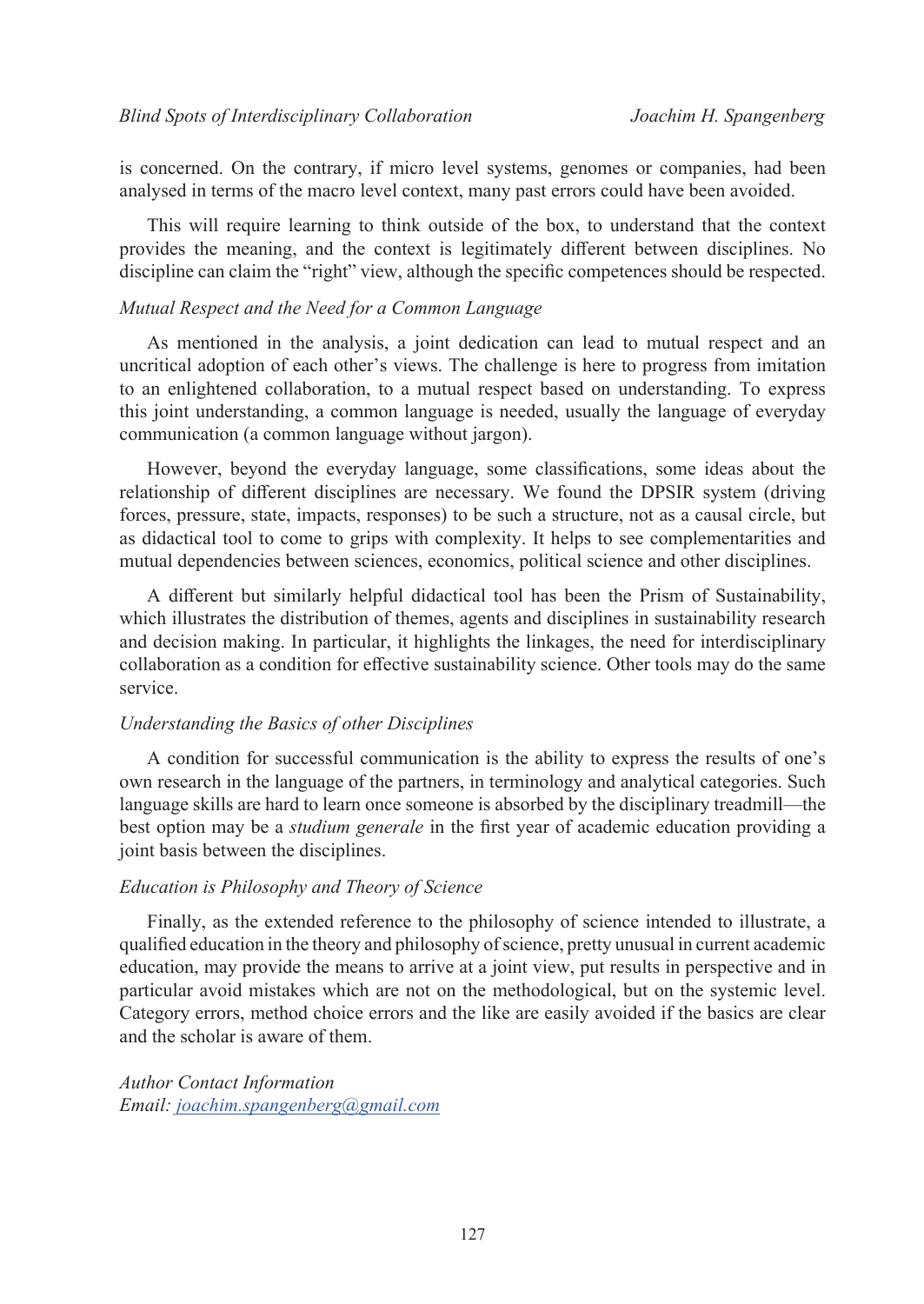is concerned. On the contrary, if micro level systems, genomes or companies, had been analysed in terms of the macro level context, many past errors could have been avoided.

This will require learning to think outside of the box, to understand that the context provides the meaning, and the context is legitimately different between disciplines. No discipline can claim the "right" view, although the specific competences should be respected.

*Mutual Respect and the Need for a Common Language*

As mentioned in the analysis, a joint dedication can lead to mutual respect and an uncritical adoption of each other's views. The challenge is here to progress from imitation to an enlightened collaboration, to a mutual respect based on understanding. To express this joint understanding, a common language is needed, usually the language of everyday communication (a common language without jargon).

However, beyond the everyday language, some classifications, some ideas about the relationship of different disciplines are necessary. We found the DPSIR system (driving forces, pressure, state, impacts, responses) to be such a structure, not as a causal circle, but as didactical tool to come to grips with complexity. It helps to see complementarities and mutual dependencies between sciences, economics, political science and other disciplines.

A different but similarly helpful didactical tool has been the Prism of Sustainability, which illustrates the distribution of themes, agents and disciplines in sustainability research and decision making. In particular, it highlights the linkages, the need for interdisciplinary collaboration as a condition for effective sustainability science. Other tools may do the same service.

*Understanding the Basics of other Disciplines*

A condition for successful communication is the ability to express the results of one's own research in the language of the partners, in terminology and analytical categories. Such language skills are hard to learn once someone is absorbed by the disciplinary treadmill—the best option may be a *studium generale* in the first year of academic education providing a joint basis between the disciplines.

*Education is Philosophy and Theory of Science*

Finally, as the extended reference to the philosophy of science intended to illustrate, a qualified education in the theory and philosophy of science, pretty unusual in current academic education, may provide the means to arrive at a joint view, put results in perspective and in particular avoid mistakes which are not on the methodological, but on the systemic level. Category errors, method choice errors and the like are easily avoided if the basics are clear and the scholar is aware of them.

*Author Contact Information*
*Email: joachim.spangenberg@gmail.com*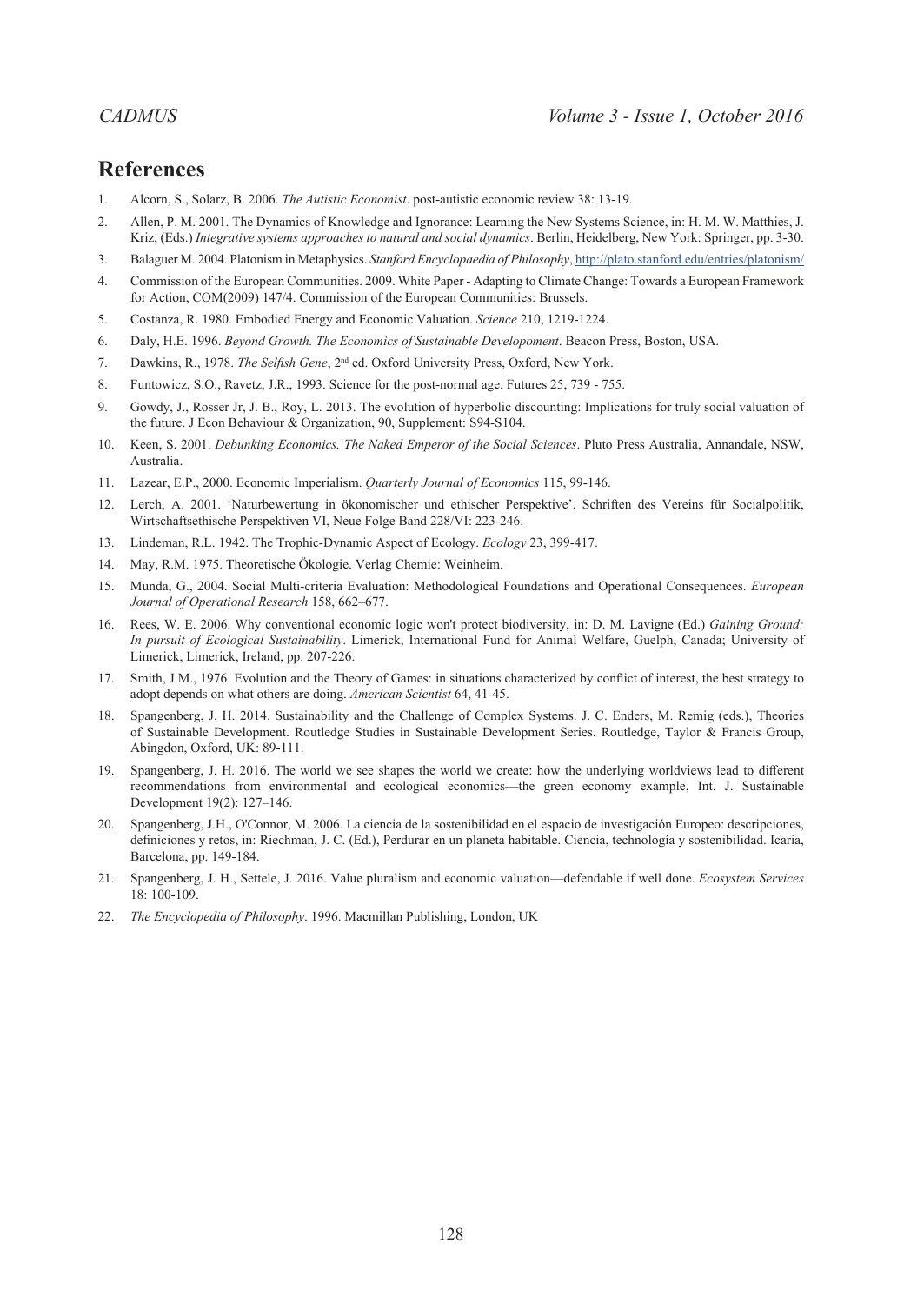## References

1. Alcorn, S., Solarz, B. 2006. *The Autistic Economist*. post-autistic economic review 38: 13-19.
2. Allen, P. M. 2001. The Dynamics of Knowledge and Ignorance: Learning the New Systems Science, in: H. M. W. Matthies, J. Kriz, (Eds.) *Integrative systems approaches to natural and social dynamics*. Berlin, Heidelberg, New York: Springer, pp. 3-30.
3. Balaguer M. 2004. Platonism in Metaphysics. *Stanford Encyclopaedia of Philosophy*, http://plato.stanford.edu/entries/platonism/
4. Commission of the European Communities. 2009. White Paper - Adapting to Climate Change: Towards a European Framework for Action, COM(2009) 147/4. Commission of the European Communities: Brussels.
5. Costanza, R. 1980. Embodied Energy and Economic Valuation. *Science* 210, 1219-1224.
6. Daly, H.E. 1996. *Beyond Growth. The Economics of Sustainable Developoment*. Beacon Press, Boston, USA.
7. Dawkins, R., 1978. *The Selfish Gene*, 2nd ed. Oxford University Press, Oxford, New York.
8. Funtowicz, S.O., Ravetz, J.R., 1993. Science for the post-normal age. Futures 25, 739 - 755.
9. Gowdy, J., Rosser Jr, J. B., Roy, L. 2013. The evolution of hyperbolic discounting: Implications for truly social valuation of the future. J Econ Behaviour & Organization, 90, Supplement: S94-S104.
10. Keen, S. 2001. *Debunking Economics. The Naked Emperor of the Social Sciences*. Pluto Press Australia, Annandale, NSW, Australia.
11. Lazear, E.P., 2000. Economic Imperialism. *Quarterly Journal of Economics* 115, 99-146.
12. Lerch, A. 2001. 'Naturbewertung in ökonomischer und ethischer Perspektive'. Schriften des Vereins für Socialpolitik, Wirtschaftsethische Perspektiven VI, Neue Folge Band 228/VI: 223-246.
13. Lindeman, R.L. 1942. The Trophic-Dynamic Aspect of Ecology. *Ecology* 23, 399-417.
14. May, R.M. 1975. Theoretische Ökologie. Verlag Chemie: Weinheim.
15. Munda, G., 2004. Social Multi-criteria Evaluation: Methodological Foundations and Operational Consequences. *European Journal of Operational Research* 158, 662–677.
16. Rees, W. E. 2006. Why conventional economic logic won't protect biodiversity, in: D. M. Lavigne (Ed.) *Gaining Ground: In pursuit of Ecological Sustainability*. Limerick, International Fund for Animal Welfare, Guelph, Canada; University of Limerick, Limerick, Ireland, pp. 207-226.
17. Smith, J.M., 1976. Evolution and the Theory of Games: in situations characterized by conflict of interest, the best strategy to adopt depends on what others are doing. *American Scientist* 64, 41-45.
18. Spangenberg, J. H. 2014. Sustainability and the Challenge of Complex Systems. J. C. Enders, M. Remig (eds.), Theories of Sustainable Development. Routledge Studies in Sustainable Development Series. Routledge, Taylor & Francis Group, Abingdon, Oxford, UK: 89-111.
19. Spangenberg, J. H. 2016. The world we see shapes the world we create: how the underlying worldviews lead to different recommendations from environmental and ecological economics—the green economy example, Int. J. Sustainable Development 19(2): 127–146.
20. Spangenberg, J.H., O'Connor, M. 2006. La ciencia de la sostenibilidad en el espacio de investigación Europeo: descripciones, definiciones y retos, in: Riechman, J. C. (Ed.), Perdurar en un planeta habitable. Ciencia, technología y sostenibilidad. Icaria, Barcelona, pp. 149-184.
21. Spangenberg, J. H., Settele, J. 2016. Value pluralism and economic valuation—defendable if well done. *Ecosystem Services* 18: 100-109.
22. *The Encyclopedia of Philosophy*. 1996. Macmillan Publishing, London, UK